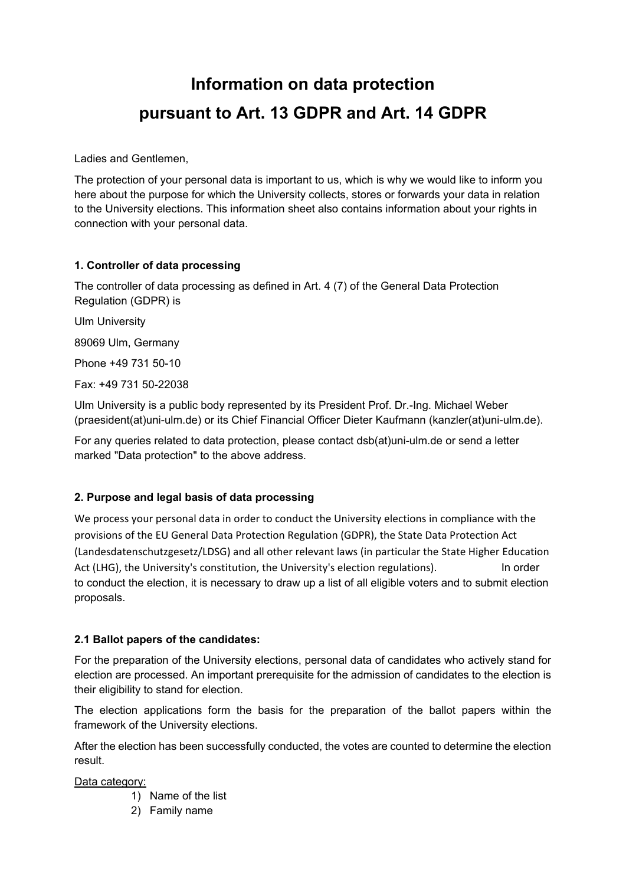# Information on data protection pursuant to Art. 13 GDPR and Art. 14 GDPR

Ladies and Gentlemen,

The protection of your personal data is important to us, which is why we would like to inform you here about the purpose for which the University collects, stores or forwards your data in relation to the University elections. This information sheet also contains information about your rights in connection with your personal data.

### 1. Controller of data processing

The controller of data processing as defined in Art. 4 (7) of the General Data Protection Regulation (GDPR) is

Ulm University

89069 Ulm, Germany

Phone +49 731 50-10

Fax: +49 731 50-22038

Ulm University is a public body represented by its President Prof. Dr.-Ing. Michael Weber (praesident(at)uni-ulm.de) or its Chief Financial Officer Dieter Kaufmann (kanzler(at)uni-ulm.de).

For any queries related to data protection, please contact dsb(at)uni-ulm.de or send a letter marked "Data protection" to the above address.

### 2. Purpose and legal basis of data processing

We process your personal data in order to conduct the University elections in compliance with the provisions of the EU General Data Protection Regulation (GDPR), the State Data Protection Act (Landesdatenschutzgesetz/LDSG) and all other relevant laws (in particular the State Higher Education Act (LHG), the University's constitution, the University's election regulations). In order to conduct the election, it is necessary to draw up a list of all eligible voters and to submit election proposals.

### 2.1 Ballot papers of the candidates:

For the preparation of the University elections, personal data of candidates who actively stand for election are processed. An important prerequisite for the admission of candidates to the election is their eligibility to stand for election.

The election applications form the basis for the preparation of the ballot papers within the framework of the University elections.

After the election has been successfully conducted, the votes are counted to determine the election result.

Data category:

1) Name of the list
2) Family name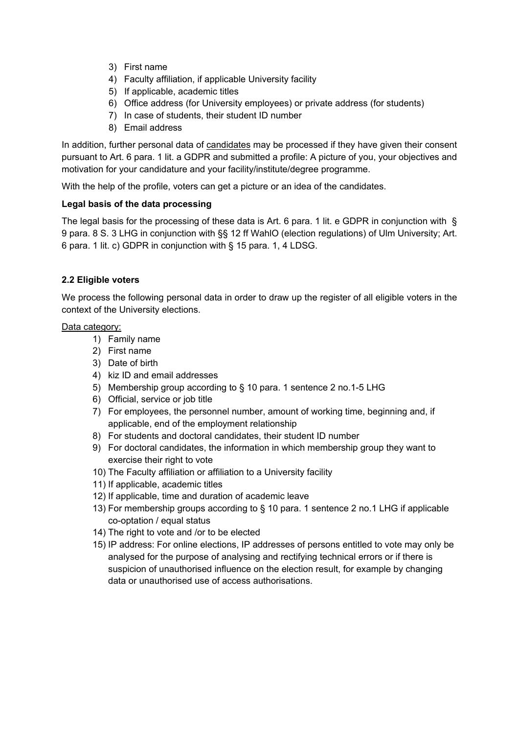3) First name
4) Faculty affiliation, if applicable University facility
5) If applicable, academic titles
6) Office address (for University employees) or private address (for students)
7) In case of students, their student ID number
8) Email address

In addition, further personal data of candidates may be processed if they have given their consent pursuant to Art. 6 para. 1 lit. a GDPR and submitted a profile: A picture of you, your objectives and motivation for your candidature and your facility/institute/degree programme.

With the help of the profile, voters can get a picture or an idea of the candidates.

**Legal basis of the data processing**

The legal basis for the processing of these data is Art. 6 para. 1 lit. e GDPR in conjunction with § 9 para. 8 S. 3 LHG in conjunction with §§ 12 ff WahlO (election regulations) of Ulm University; Art. 6 para. 1 lit. c) GDPR in conjunction with § 15 para. 1, 4 LDSG.

### 2.2 Eligible voters

We process the following personal data in order to draw up the register of all eligible voters in the context of the University elections.

Data category:

1) Family name
2) First name
3) Date of birth
4) kiz ID and email addresses
5) Membership group according to § 10 para. 1 sentence 2 no.1-5 LHG
6) Official, service or job title
7) For employees, the personnel number, amount of working time, beginning and, if applicable, end of the employment relationship
8) For students and doctoral candidates, their student ID number
9) For doctoral candidates, the information in which membership group they want to exercise their right to vote
10) The Faculty affiliation or affiliation to a University facility
11) If applicable, academic titles
12) If applicable, time and duration of academic leave
13) For membership groups according to § 10 para. 1 sentence 2 no.1 LHG if applicable co-optation / equal status
14) The right to vote and /or to be elected
15) IP address: For online elections, IP addresses of persons entitled to vote may only be analysed for the purpose of analysing and rectifying technical errors or if there is suspicion of unauthorised influence on the election result, for example by changing data or unauthorised use of access authorisations.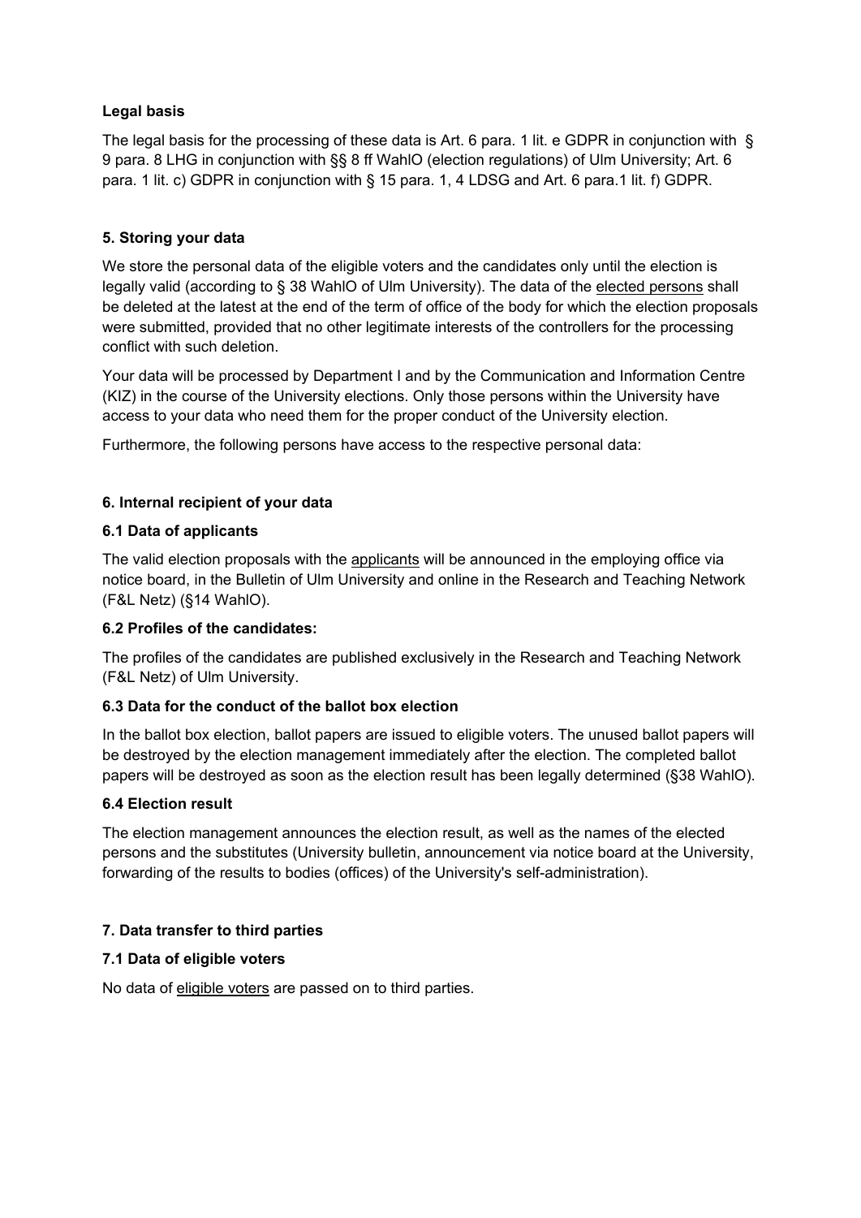**Legal basis**

The legal basis for the processing of these data is Art. 6 para. 1 lit. e GDPR in conjunction with § 9 para. 8 LHG in conjunction with §§ 8 ff WahlO (election regulations) of Ulm University; Art. 6 para. 1 lit. c) GDPR in conjunction with § 15 para. 1, 4 LDSG and Art. 6 para.1 lit. f) GDPR.

## 5. Storing your data

We store the personal data of the eligible voters and the candidates only until the election is legally valid (according to § 38 WahlO of Ulm University). The data of the elected persons shall be deleted at the latest at the end of the term of office of the body for which the election proposals were submitted, provided that no other legitimate interests of the controllers for the processing conflict with such deletion.

Your data will be processed by Department I and by the Communication and Information Centre (KIZ) in the course of the University elections. Only those persons within the University have access to your data who need them for the proper conduct of the University election.

Furthermore, the following persons have access to the respective personal data:

## 6. Internal recipient of your data

### 6.1 Data of applicants

The valid election proposals with the applicants will be announced in the employing office via notice board, in the Bulletin of Ulm University and online in the Research and Teaching Network (F&L Netz) (§14 WahlO).

### 6.2 Profiles of the candidates:

The profiles of the candidates are published exclusively in the Research and Teaching Network (F&L Netz) of Ulm University.

### 6.3 Data for the conduct of the ballot box election

In the ballot box election, ballot papers are issued to eligible voters. The unused ballot papers will be destroyed by the election management immediately after the election. The completed ballot papers will be destroyed as soon as the election result has been legally determined (§38 WahlO).

### 6.4 Election result

The election management announces the election result, as well as the names of the elected persons and the substitutes (University bulletin, announcement via notice board at the University, forwarding of the results to bodies (offices) of the University's self-administration).

## 7. Data transfer to third parties

### 7.1 Data of eligible voters

No data of eligible voters are passed on to third parties.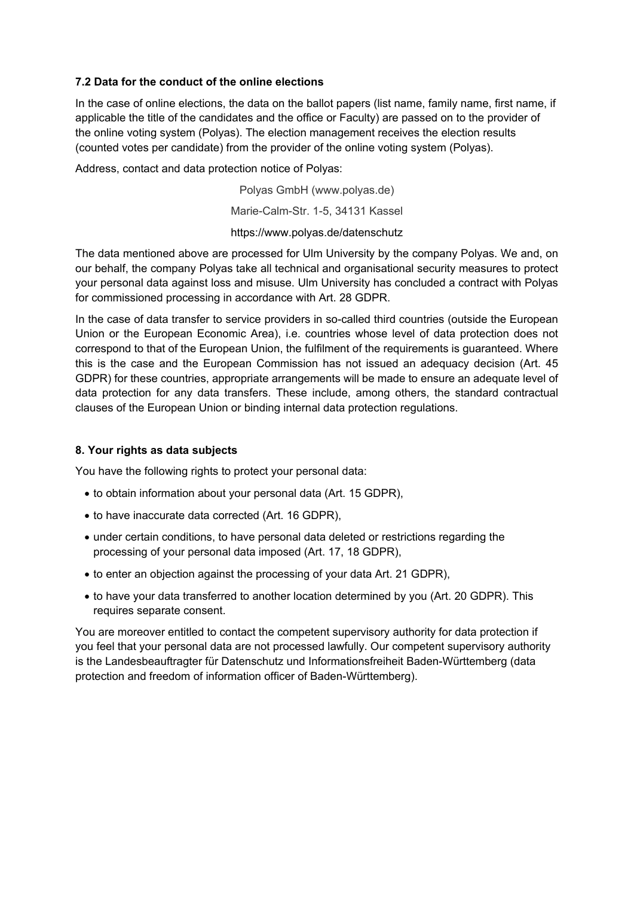### 7.2 Data for the conduct of the online elections

In the case of online elections, the data on the ballot papers (list name, family name, first name, if applicable the title of the candidates and the office or Faculty) are passed on to the provider of the online voting system (Polyas). The election management receives the election results (counted votes per candidate) from the provider of the online voting system (Polyas).

Address, contact and data protection notice of Polyas:

Polyas GmbH (www.polyas.de)

Marie-Calm-Str. 1-5, 34131 Kassel

https://www.polyas.de/datenschutz

The data mentioned above are processed for Ulm University by the company Polyas. We and, on our behalf, the company Polyas take all technical and organisational security measures to protect your personal data against loss and misuse. Ulm University has concluded a contract with Polyas for commissioned processing in accordance with Art. 28 GDPR.

In the case of data transfer to service providers in so-called third countries (outside the European Union or the European Economic Area), i.e. countries whose level of data protection does not correspond to that of the European Union, the fulfilment of the requirements is guaranteed. Where this is the case and the European Commission has not issued an adequacy decision (Art. 45 GDPR) for these countries, appropriate arrangements will be made to ensure an adequate level of data protection for any data transfers. These include, among others, the standard contractual clauses of the European Union or binding internal data protection regulations.

### 8. Your rights as data subjects

You have the following rights to protect your personal data:

- to obtain information about your personal data (Art. 15 GDPR),
- to have inaccurate data corrected (Art. 16 GDPR),
- under certain conditions, to have personal data deleted or restrictions regarding the processing of your personal data imposed (Art. 17, 18 GDPR),
- to enter an objection against the processing of your data Art. 21 GDPR),
- to have your data transferred to another location determined by you (Art. 20 GDPR). This requires separate consent.

You are moreover entitled to contact the competent supervisory authority for data protection if you feel that your personal data are not processed lawfully. Our competent supervisory authority is the Landesbeauftragter für Datenschutz und Informationsfreiheit Baden-Württemberg (data protection and freedom of information officer of Baden-Württemberg).